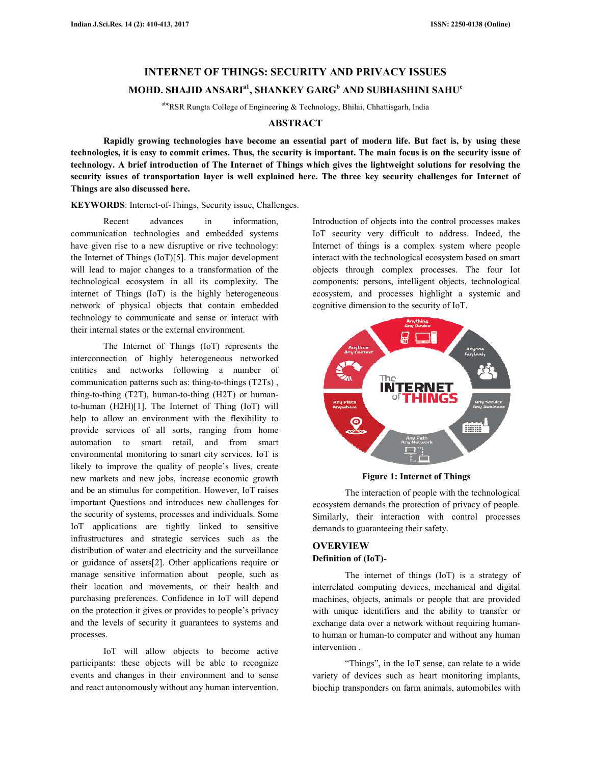# INTERNET OF THINGS: SECURITY AND PRIVACY ISSUES

**MOHD. SHAJID ANSARI[a1], SHANKEY GARG[b] AND SUBHASHINI SAHU[c]**

[abc]RSR Rungta College of Engineering & Technology, Bhilai, Chhattisgarh, India

## ABSTRACT

**Rapidly growing technologies have become an essential part of modern life. But fact is, by using these technologies, it is easy to commit crimes. Thus, the security is important. The main focus is on the security issue of technology. A brief introduction of The Internet of Things which gives the lightweight solutions for resolving the security issues of transportation layer is well explained here. The three key security challenges for Internet of Things are also discussed here.**

**KEYWORDS**: Internet-of-Things, Security issue, Challenges.

Recent advances in information, communication technologies and embedded systems have given rise to a new disruptive or rive technology: the Internet of Things (IoT)[5]. This major development will lead to major changes to a transformation of the technological ecosystem in all its complexity. The internet of Things (IoT) is the highly heterogeneous network of physical objects that contain embedded technology to communicate and sense or interact with their internal states or the external environment.

The Internet of Things (IoT) represents the interconnection of highly heterogeneous networked entities and networks following a number of communication patterns such as: thing-to-things (T2Ts) , thing-to-thing (T2T), human-to-thing (H2T) or human-to-human (H2H)[1]. The Internet of Thing (IoT) will help to allow an environment with the flexibility to provide services of all sorts, ranging from home automation to smart retail, and from smart environmental monitoring to smart city services. IoT is likely to improve the quality of people's lives, create new markets and new jobs, increase economic growth and be an stimulus for competition. However, IoT raises important Questions and introduces new challenges for the security of systems, processes and individuals. Some IoT applications are tightly linked to sensitive infrastructures and strategic services such as the distribution of water and electricity and the surveillance or guidance of assets[2]. Other applications require or manage sensitive information about people, such as their location and movements, or their health and purchasing preferences. Confidence in IoT will depend on the protection it gives or provides to people's privacy and the levels of security it guarantees to systems and processes.

IoT will allow objects to become active participants: these objects will be able to recognize events and changes in their environment and to sense and react autonomously without any human intervention. Introduction of objects into the control processes makes IoT security very difficult to address. Indeed, the Internet of things is a complex system where people interact with the technological ecosystem based on smart objects through complex processes. The four Iot components: persons, intelligent objects, technological ecosystem, and processes highlight a systemic and cognitive dimension to the security of IoT.

**Figure 1: Internet of Things**

The interaction of people with the technological ecosystem demands the protection of privacy of people. Similarly, their interaction with control processes demands to guaranteeing their safety.

## OVERVIEW

### Definition of (IoT)-

The internet of things (IoT) is a strategy of interrelated computing devices, mechanical and digital machines, objects, animals or people that are provided with unique identifiers and the ability to transfer or exchange data over a network without requiring human-to human or human-to computer and without any human intervention .

"Things", in the IoT sense, can relate to a wide variety of devices such as heart monitoring implants, biochip transponders on farm animals, automobiles with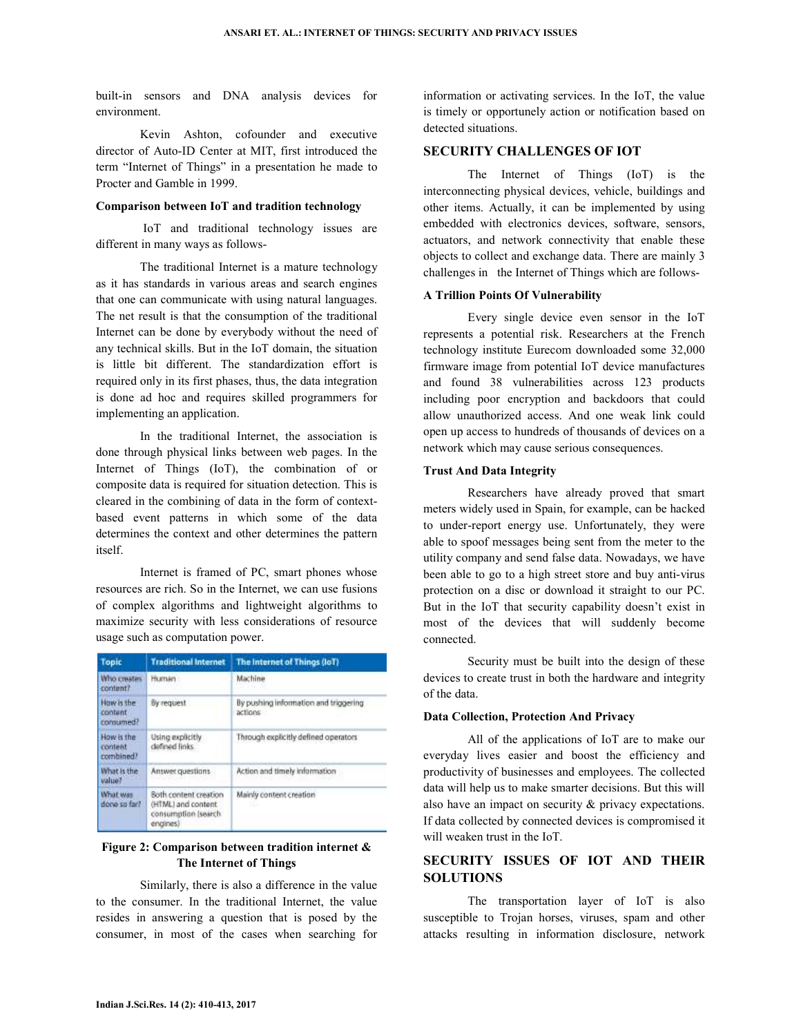built-in sensors and DNA analysis devices for environment.

Kevin Ashton, cofounder and executive director of Auto-ID Center at MIT, first introduced the term "Internet of Things" in a presentation he made to Procter and Gamble in 1999.

#### Comparison between IoT and tradition technology

IoT and traditional technology issues are different in many ways as follows-

The traditional Internet is a mature technology as it has standards in various areas and search engines that one can communicate with using natural languages. The net result is that the consumption of the traditional Internet can be done by everybody without the need of any technical skills. But in the IoT domain, the situation is little bit different. The standardization effort is required only in its first phases, thus, the data integration is done ad hoc and requires skilled programmers for implementing an application.

In the traditional Internet, the association is done through physical links between web pages. In the Internet of Things (IoT), the combination of or composite data is required for situation detection. This is cleared in the combining of data in the form of context-based event patterns in which some of the data determines the context and other determines the pattern itself.

Internet is framed of PC, smart phones whose resources are rich. So in the Internet, we can use fusions of complex algorithms and lightweight algorithms to maximize security with less considerations of resource usage such as computation power.

| Topic | Traditional Internet | The Internet of Things (IoT) |
|---|---|---|
| Who creates content? | Human | Machine |
| How is the content consumed? | By request | By pushing information and triggering actions |
| How is the content combined? | Using explicitly defined links | Through explicitly defined operators |
| What is the value? | Answer questions | Action and timely information |
| What was done so far? | Both content creation (HTML) and content consumption (search engines) | Mainly content creation |

**Figure 2: Comparison between tradition internet & The Internet of Things**

Similarly, there is also a difference in the value to the consumer. In the traditional Internet, the value resides in answering a question that is posed by the consumer, in most of the cases when searching for information or activating services. In the IoT, the value is timely or opportunely action or notification based on detected situations.

## SECURITY CHALLENGES OF IOT

The Internet of Things (IoT) is the interconnecting physical devices, vehicle, buildings and other items. Actually, it can be implemented by using embedded with electronics devices, software, sensors, actuators, and network connectivity that enable these objects to collect and exchange data. There are mainly 3 challenges in the Internet of Things which are follows-

#### A Trillion Points Of Vulnerability

Every single device even sensor in the IoT represents a potential risk. Researchers at the French technology institute Eurecom downloaded some 32,000 firmware image from potential IoT device manufactures and found 38 vulnerabilities across 123 products including poor encryption and backdoors that could allow unauthorized access. And one weak link could open up access to hundreds of thousands of devices on a network which may cause serious consequences.

#### Trust And Data Integrity

Researchers have already proved that smart meters widely used in Spain, for example, can be hacked to under-report energy use. Unfortunately, they were able to spoof messages being sent from the meter to the utility company and send false data. Nowadays, we have been able to go to a high street store and buy anti-virus protection on a disc or download it straight to our PC. But in the IoT that security capability doesn't exist in most of the devices that will suddenly become connected.

Security must be built into the design of these devices to create trust in both the hardware and integrity of the data.

#### Data Collection, Protection And Privacy

All of the applications of IoT are to make our everyday lives easier and boost the efficiency and productivity of businesses and employees. The collected data will help us to make smarter decisions. But this will also have an impact on security & privacy expectations. If data collected by connected devices is compromised it will weaken trust in the IoT.

## SECURITY ISSUES OF IOT AND THEIR SOLUTIONS

The transportation layer of IoT is also susceptible to Trojan horses, viruses, spam and other attacks resulting in information disclosure, network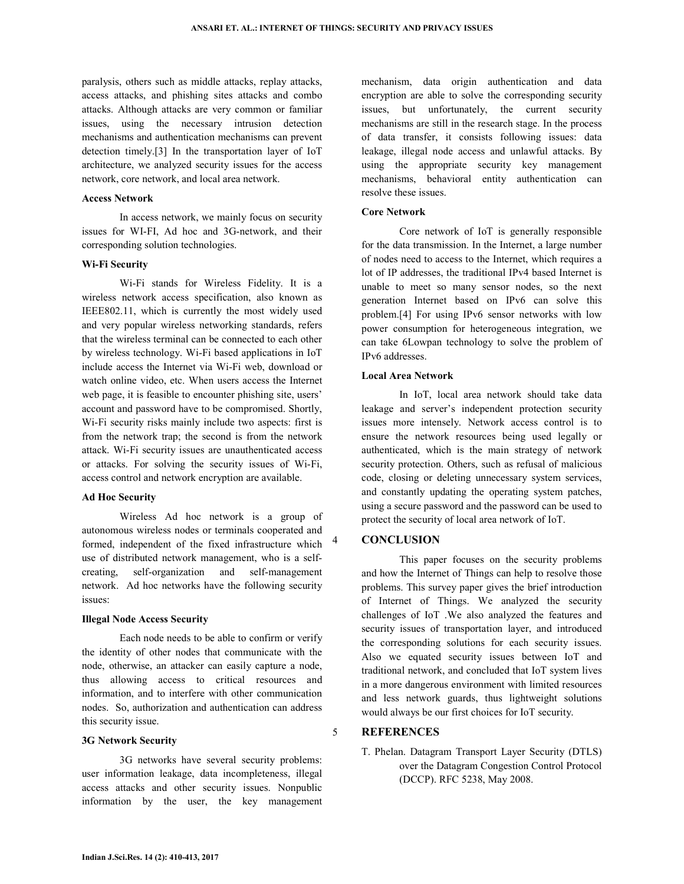paralysis, others such as middle attacks, replay attacks, access attacks, and phishing sites attacks and combo attacks. Although attacks are very common or familiar issues, using the necessary intrusion detection mechanisms and authentication mechanisms can prevent detection timely.[3] In the transportation layer of IoT architecture, we analyzed security issues for the access network, core network, and local area network.

**Access Network**

In access network, we mainly focus on security issues for WI-FI, Ad hoc and 3G-network, and their corresponding solution technologies.

**Wi-Fi Security**

Wi-Fi stands for Wireless Fidelity. It is a wireless network access specification, also known as IEEE802.11, which is currently the most widely used and very popular wireless networking standards, refers that the wireless terminal can be connected to each other by wireless technology. Wi-Fi based applications in IoT include access the Internet via Wi-Fi web, download or watch online video, etc. When users access the Internet web page, it is feasible to encounter phishing site, users' account and password have to be compromised. Shortly, Wi-Fi security risks mainly include two aspects: first is from the network trap; the second is from the network attack. Wi-Fi security issues are unauthenticated access or attacks. For solving the security issues of Wi-Fi, access control and network encryption are available.

**Ad Hoc Security**

Wireless Ad hoc network is a group of autonomous wireless nodes or terminals cooperated and formed, independent of the fixed infrastructure which use of distributed network management, who is a self-creating, self-organization and self-management network. Ad hoc networks have the following security issues:

**Illegal Node Access Security**

Each node needs to be able to confirm or verify the identity of other nodes that communicate with the node, otherwise, an attacker can easily capture a node, thus allowing access to critical resources and information, and to interfere with other communication nodes. So, authorization and authentication can address this security issue.

**3G Network Security**

3G networks have several security problems: user information leakage, data incompleteness, illegal access attacks and other security issues. Nonpublic information by the user, the key management mechanism, data origin authentication and data encryption are able to solve the corresponding security issues, but unfortunately, the current security mechanisms are still in the research stage. In the process of data transfer, it consists following issues: data leakage, illegal node access and unlawful attacks. By using the appropriate security key management mechanisms, behavioral entity authentication can resolve these issues.

**Core Network**

Core network of IoT is generally responsible for the data transmission. In the Internet, a large number of nodes need to access to the Internet, which requires a lot of IP addresses, the traditional IPv4 based Internet is unable to meet so many sensor nodes, so the next generation Internet based on IPv6 can solve this problem.[4] For using IPv6 sensor networks with low power consumption for heterogeneous integration, we can take 6Lowpan technology to solve the problem of IPv6 addresses.

**Local Area Network**

In IoT, local area network should take data leakage and server's independent protection security issues more intensely. Network access control is to ensure the network resources being used legally or authenticated, which is the main strategy of network security protection. Others, such as refusal of malicious code, closing or deleting unnecessary system services, and constantly updating the operating system patches, using a secure password and the password can be used to protect the security of local area network of IoT.

## 4 CONCLUSION

This paper focuses on the security problems and how the Internet of Things can help to resolve those problems. This survey paper gives the brief introduction of Internet of Things. We analyzed the security challenges of IoT .We also analyzed the features and security issues of transportation layer, and introduced the corresponding solutions for each security issues. Also we equated security issues between IoT and traditional network, and concluded that IoT system lives in a more dangerous environment with limited resources and less network guards, thus lightweight solutions would always be our first choices for IoT security.

## 5 REFERENCES

T. Phelan. Datagram Transport Layer Security (DTLS) over the Datagram Congestion Control Protocol (DCCP). RFC 5238, May 2008.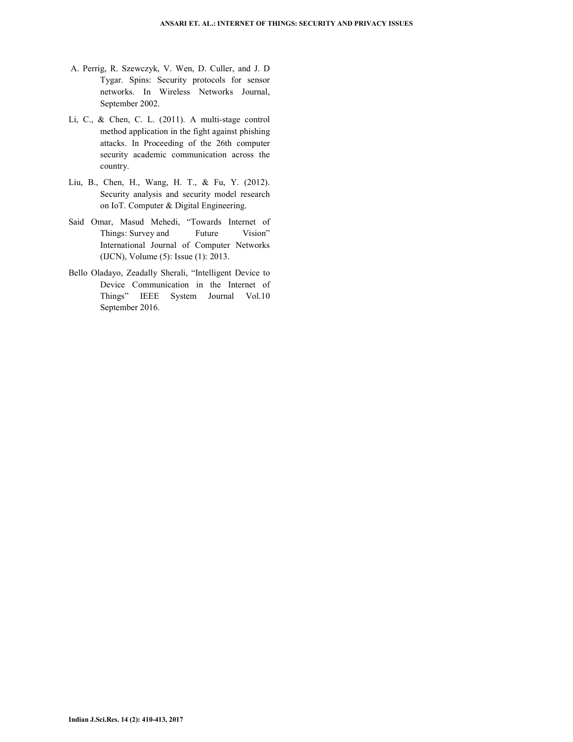A. Perrig, R. Szewczyk, V. Wen, D. Culler, and J. D Tygar. Spins: Security protocols for sensor networks. In Wireless Networks Journal, September 2002.

Li, C., & Chen, C. L. (2011). A multi-stage control method application in the fight against phishing attacks. In Proceeding of the 26th computer security academic communication across the country.

Liu, B., Chen, H., Wang, H. T., & Fu, Y. (2012). Security analysis and security model research on IoT. Computer & Digital Engineering.

Said Omar, Masud Mehedi, "Towards Internet of Things: Survey and Future Vision" International Journal of Computer Networks (IJCN), Volume (5): Issue (1): 2013.

Bello Oladayo, Zeadally Sherali, "Intelligent Device to Device Communication in the Internet of Things" IEEE System Journal Vol.10 September 2016.